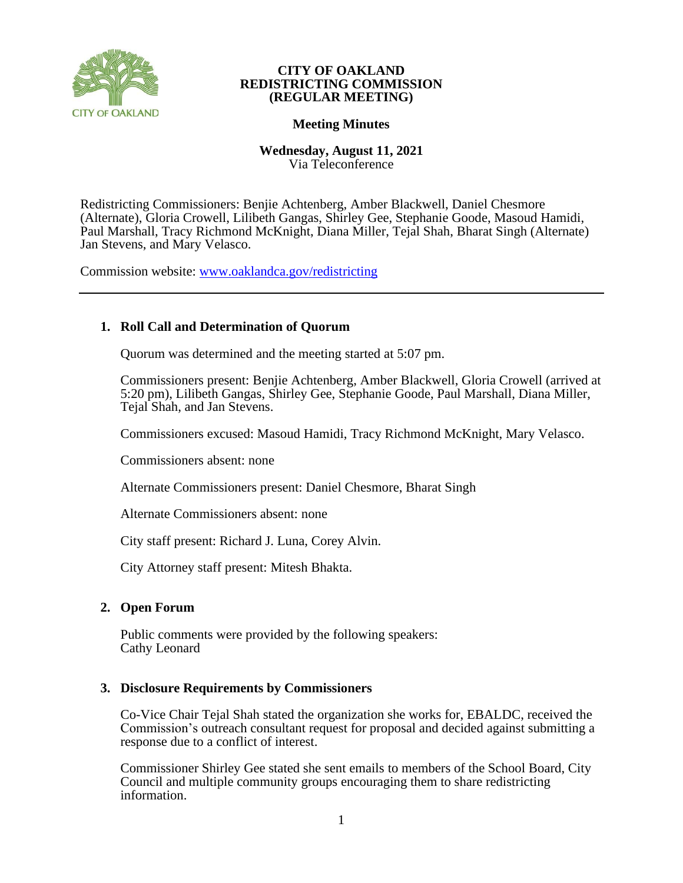**CITY OF OAKLAND**
**REDISTRICTING COMMISSION**
**(REGULAR MEETING)**

**Meeting Minutes**

**Wednesday, August 11, 2021**
Via Teleconference

Redistricting Commissioners: Benjie Achtenberg, Amber Blackwell, Daniel Chesmore (Alternate), Gloria Crowell, Lilibeth Gangas, Shirley Gee, Stephanie Goode, Masoud Hamidi, Paul Marshall, Tracy Richmond McKnight, Diana Miller, Tejal Shah, Bharat Singh (Alternate) Jan Stevens, and Mary Velasco.

Commission website: www.oaklandca.gov/redistricting

---

## 1. Roll Call and Determination of Quorum

Quorum was determined and the meeting started at 5:07 pm.

Commissioners present: Benjie Achtenberg, Amber Blackwell, Gloria Crowell (arrived at 5:20 pm), Lilibeth Gangas, Shirley Gee, Stephanie Goode, Paul Marshall, Diana Miller, Tejal Shah, and Jan Stevens.

Commissioners excused: Masoud Hamidi, Tracy Richmond McKnight, Mary Velasco.

Commissioners absent: none

Alternate Commissioners present: Daniel Chesmore, Bharat Singh

Alternate Commissioners absent: none

City staff present: Richard J. Luna, Corey Alvin.

City Attorney staff present: Mitesh Bhakta.

## 2. Open Forum

Public comments were provided by the following speakers:
Cathy Leonard

## 3. Disclosure Requirements by Commissioners

Co-Vice Chair Tejal Shah stated the organization she works for, EBALDC, received the Commission's outreach consultant request for proposal and decided against submitting a response due to a conflict of interest.

Commissioner Shirley Gee stated she sent emails to members of the School Board, City Council and multiple community groups encouraging them to share redistricting information.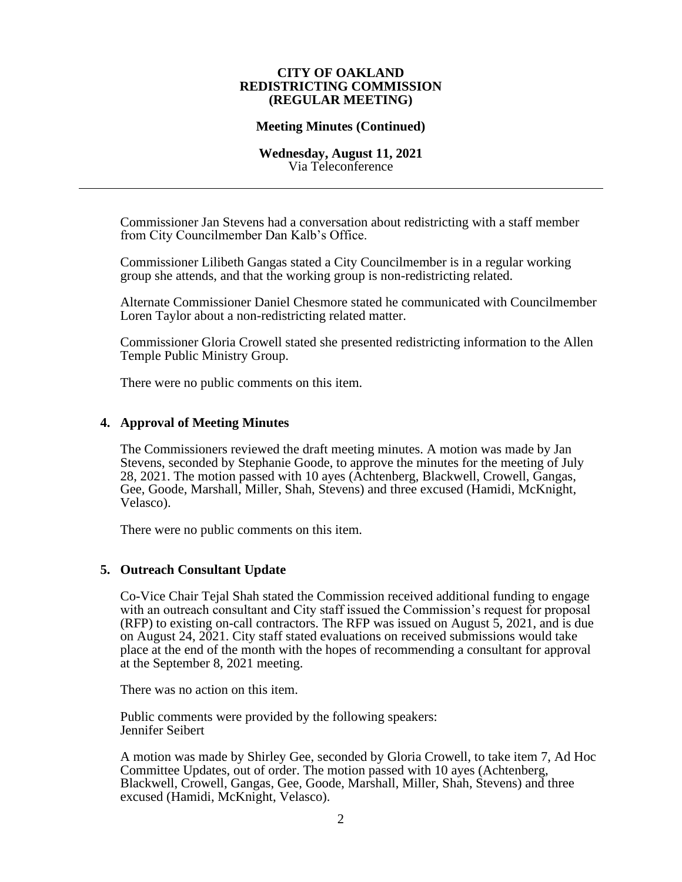Commissioner Jan Stevens had a conversation about redistricting with a staff member from City Councilmember Dan Kalb's Office.

Commissioner Lilibeth Gangas stated a City Councilmember is in a regular working group she attends, and that the working group is non-redistricting related.

Alternate Commissioner Daniel Chesmore stated he communicated with Councilmember Loren Taylor about a non-redistricting related matter.

Commissioner Gloria Crowell stated she presented redistricting information to the Allen Temple Public Ministry Group.

There were no public comments on this item.

## 4. Approval of Meeting Minutes

The Commissioners reviewed the draft meeting minutes. A motion was made by Jan Stevens, seconded by Stephanie Goode, to approve the minutes for the meeting of July 28, 2021. The motion passed with 10 ayes (Achtenberg, Blackwell, Crowell, Gangas, Gee, Goode, Marshall, Miller, Shah, Stevens) and three excused (Hamidi, McKnight, Velasco).

There were no public comments on this item.

## 5. Outreach Consultant Update

Co-Vice Chair Tejal Shah stated the Commission received additional funding to engage with an outreach consultant and City staff issued the Commission's request for proposal (RFP) to existing on-call contractors. The RFP was issued on August 5, 2021, and is due on August 24, 2021. City staff stated evaluations on received submissions would take place at the end of the month with the hopes of recommending a consultant for approval at the September 8, 2021 meeting.

There was no action on this item.

Public comments were provided by the following speakers:
Jennifer Seibert

A motion was made by Shirley Gee, seconded by Gloria Crowell, to take item 7, Ad Hoc Committee Updates, out of order. The motion passed with 10 ayes (Achtenberg, Blackwell, Crowell, Gangas, Gee, Goode, Marshall, Miller, Shah, Stevens) and three excused (Hamidi, McKnight, Velasco).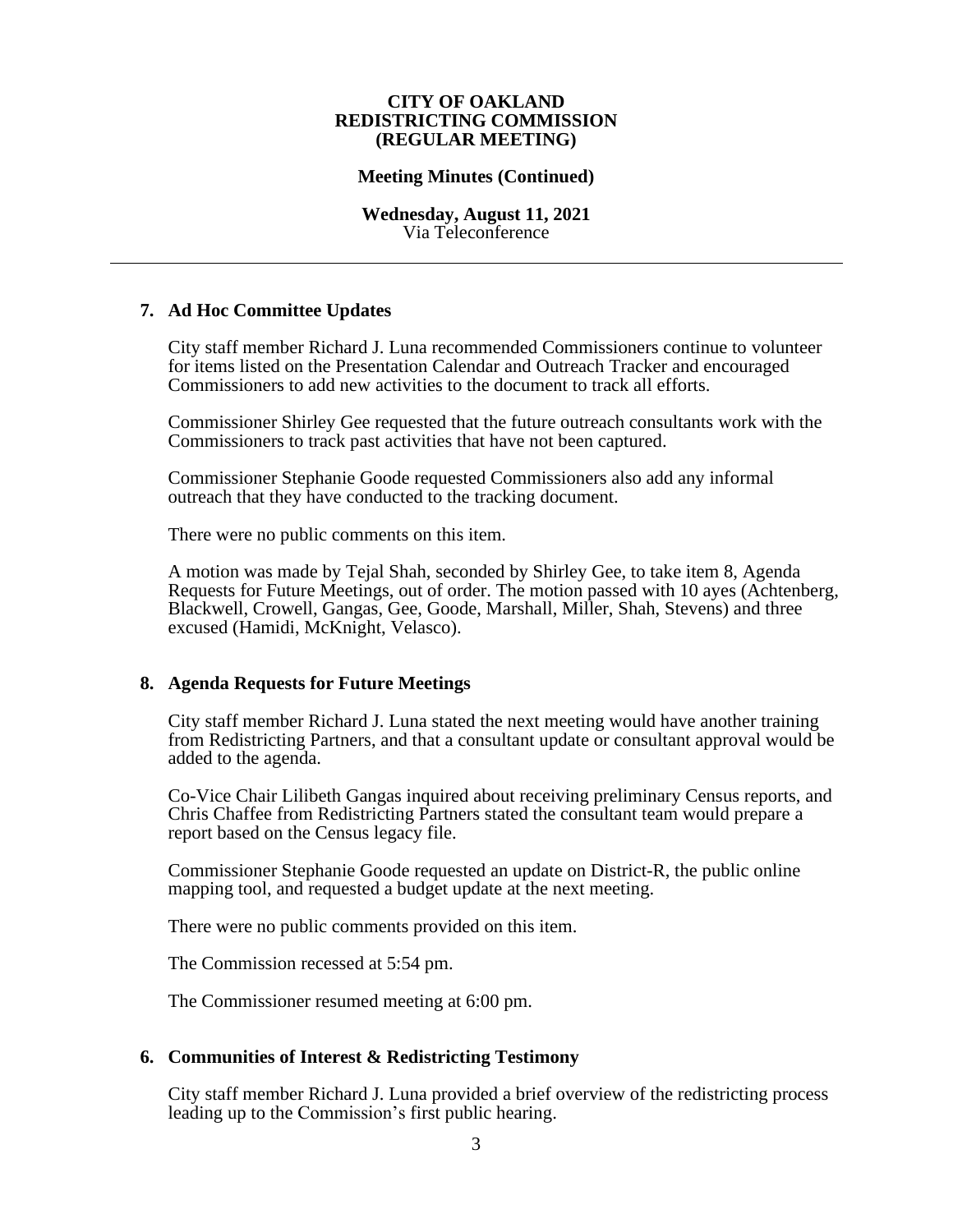**CITY OF OAKLAND**
**REDISTRICTING COMMISSION**
**(REGULAR MEETING)**

**Meeting Minutes (Continued)**

**Wednesday, August 11, 2021**
Via Teleconference

---

## 7. Ad Hoc Committee Updates

City staff member Richard J. Luna recommended Commissioners continue to volunteer for items listed on the Presentation Calendar and Outreach Tracker and encouraged Commissioners to add new activities to the document to track all efforts.

Commissioner Shirley Gee requested that the future outreach consultants work with the Commissioners to track past activities that have not been captured.

Commissioner Stephanie Goode requested Commissioners also add any informal outreach that they have conducted to the tracking document.

There were no public comments on this item.

A motion was made by Tejal Shah, seconded by Shirley Gee, to take item 8, Agenda Requests for Future Meetings, out of order. The motion passed with 10 ayes (Achtenberg, Blackwell, Crowell, Gangas, Gee, Goode, Marshall, Miller, Shah, Stevens) and three excused (Hamidi, McKnight, Velasco).

## 8. Agenda Requests for Future Meetings

City staff member Richard J. Luna stated the next meeting would have another training from Redistricting Partners, and that a consultant update or consultant approval would be added to the agenda.

Co-Vice Chair Lilibeth Gangas inquired about receiving preliminary Census reports, and Chris Chaffee from Redistricting Partners stated the consultant team would prepare a report based on the Census legacy file.

Commissioner Stephanie Goode requested an update on District-R, the public online mapping tool, and requested a budget update at the next meeting.

There were no public comments provided on this item.

The Commission recessed at 5:54 pm.

The Commissioner resumed meeting at 6:00 pm.

## 6. Communities of Interest & Redistricting Testimony

City staff member Richard J. Luna provided a brief overview of the redistricting process leading up to the Commission's first public hearing.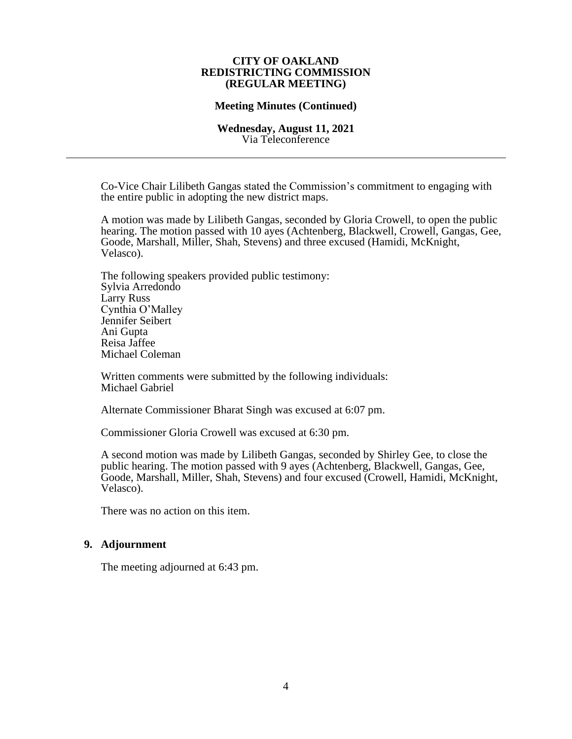**CITY OF OAKLAND**
**REDISTRICTING COMMISSION**
**(REGULAR MEETING)**

**Meeting Minutes (Continued)**

**Wednesday, August 11, 2021**
Via Teleconference

---

Co-Vice Chair Lilibeth Gangas stated the Commission's commitment to engaging with the entire public in adopting the new district maps.

A motion was made by Lilibeth Gangas, seconded by Gloria Crowell, to open the public hearing. The motion passed with 10 ayes (Achtenberg, Blackwell, Crowell, Gangas, Gee, Goode, Marshall, Miller, Shah, Stevens) and three excused (Hamidi, McKnight, Velasco).

The following speakers provided public testimony:
Sylvia Arredondo
Larry Russ
Cynthia O'Malley
Jennifer Seibert
Ani Gupta
Reisa Jaffee
Michael Coleman

Written comments were submitted by the following individuals:
Michael Gabriel

Alternate Commissioner Bharat Singh was excused at 6:07 pm.

Commissioner Gloria Crowell was excused at 6:30 pm.

A second motion was made by Lilibeth Gangas, seconded by Shirley Gee, to close the public hearing. The motion passed with 9 ayes (Achtenberg, Blackwell, Gangas, Gee, Goode, Marshall, Miller, Shah, Stevens) and four excused (Crowell, Hamidi, McKnight, Velasco).

There was no action on this item.

## 9. Adjournment

The meeting adjourned at 6:43 pm.